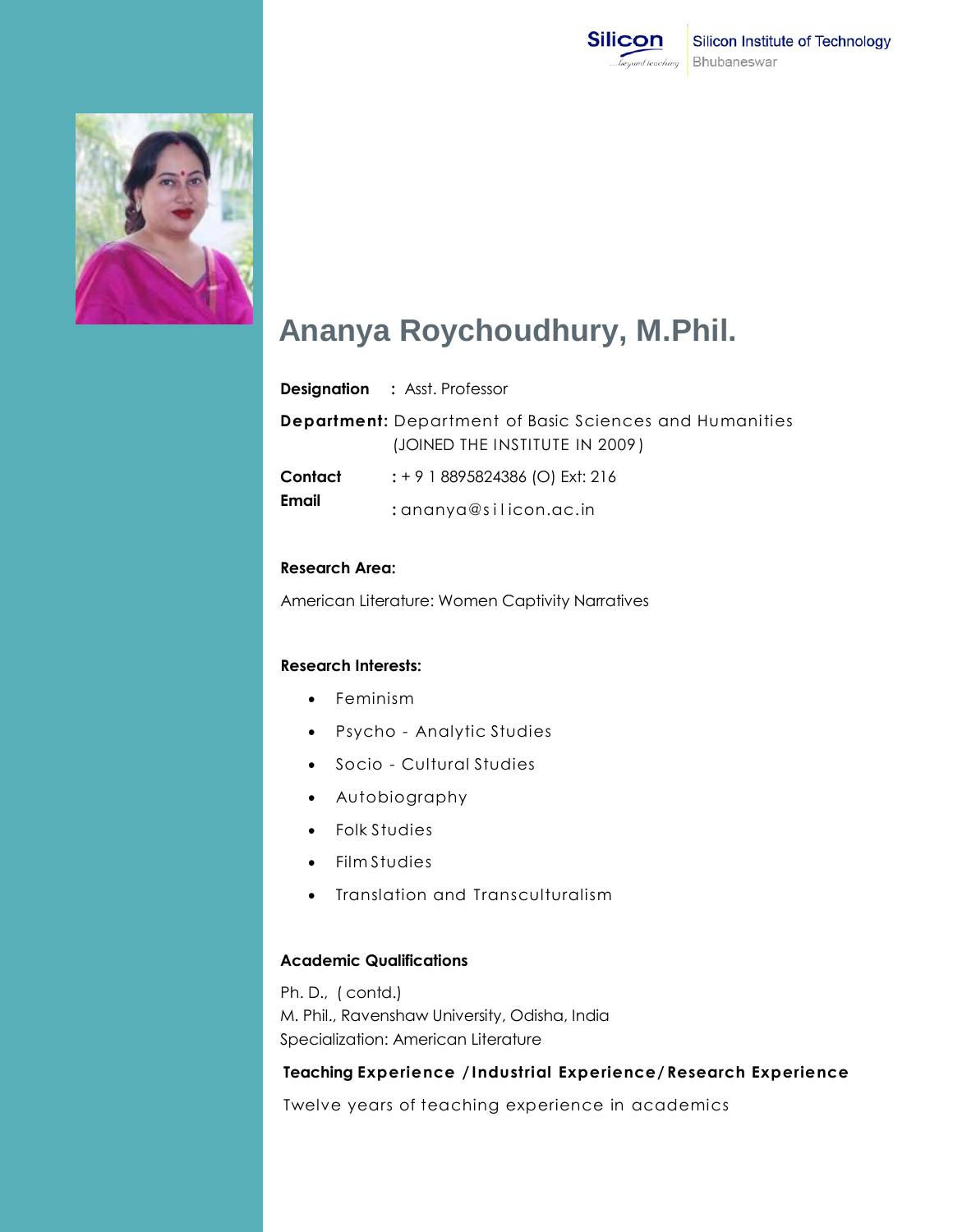Silicon Institute of Technology
Bhubaneswar

# Ananya Roychoudhury, M.Phil.

**Designation** : Asst. Professor

**Department:** Department of Basic Sciences and Humanities
(JOINED THE INSTITUTE IN 2009)

**Contact** : + 9 1 8895824386 (O) Ext: 216

**Email** : ananya@silicon.ac.in

**Research Area:**

American Literature: Women Captivity Narratives

**Research Interests:**

- Feminism
- Psycho - Analytic Studies
- Socio - Cultural Studies
- Autobiography
- Folk Studies
- Film Studies
- Translation and Transculturalism

**Academic Qualifications**

Ph. D., ( contd.)
M. Phil., Ravenshaw University, Odisha, India
Specialization: American Literature

**Teaching Experience /Industrial Experience/Research Experience**

Twelve years of teaching experience in academics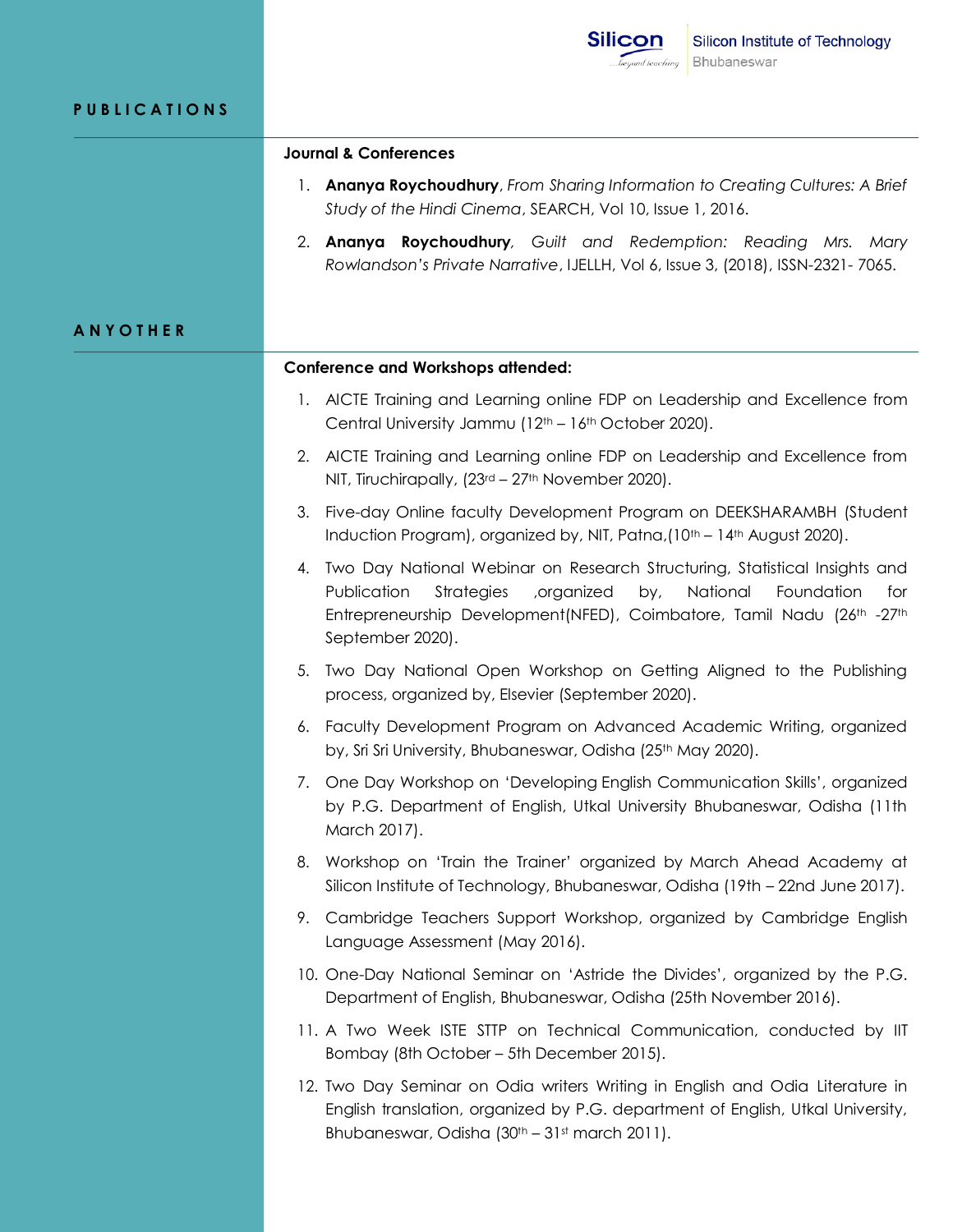## PUBLICATIONS

### Journal & Conferences

1. **Ananya Roychoudhury**, *From Sharing Information to Creating Cultures: A Brief Study of the Hindi Cinema*, SEARCH, Vol 10, Issue 1, 2016.
2. **Ananya Roychoudhury**, *Guilt and Redemption: Reading Mrs. Mary Rowlandson's Private Narrative*, IJELLH, Vol 6, Issue 3, (2018), ISSN-2321- 7065.

## ANYOTHER

### Conference and Workshops attended:

1. AICTE Training and Learning online FDP on Leadership and Excellence from Central University Jammu (12th – 16th October 2020).
2. AICTE Training and Learning online FDP on Leadership and Excellence from NIT, Tiruchirapally, (23rd – 27th November 2020).
3. Five-day Online faculty Development Program on DEEKSHARAMBH (Student Induction Program), organized by, NIT, Patna,(10th – 14th August 2020).
4. Two Day National Webinar on Research Structuring, Statistical Insights and Publication Strategies ,organized by, National Foundation for Entrepreneurship Development(NFED), Coimbatore, Tamil Nadu (26th -27th September 2020).
5. Two Day National Open Workshop on Getting Aligned to the Publishing process, organized by, Elsevier (September 2020).
6. Faculty Development Program on Advanced Academic Writing, organized by, Sri Sri University, Bhubaneswar, Odisha (25th May 2020).
7. One Day Workshop on 'Developing English Communication Skills', organized by P.G. Department of English, Utkal University Bhubaneswar, Odisha (11th March 2017).
8. Workshop on 'Train the Trainer' organized by March Ahead Academy at Silicon Institute of Technology, Bhubaneswar, Odisha (19th – 22nd June 2017).
9. Cambridge Teachers Support Workshop, organized by Cambridge English Language Assessment (May 2016).
10. One-Day National Seminar on 'Astride the Divides', organized by the P.G. Department of English, Bhubaneswar, Odisha (25th November 2016).
11. A Two Week ISTE STTP on Technical Communication, conducted by IIT Bombay (8th October – 5th December 2015).
12. Two Day Seminar on Odia writers Writing in English and Odia Literature in English translation, organized by P.G. department of English, Utkal University, Bhubaneswar, Odisha (30th – 31st march 2011).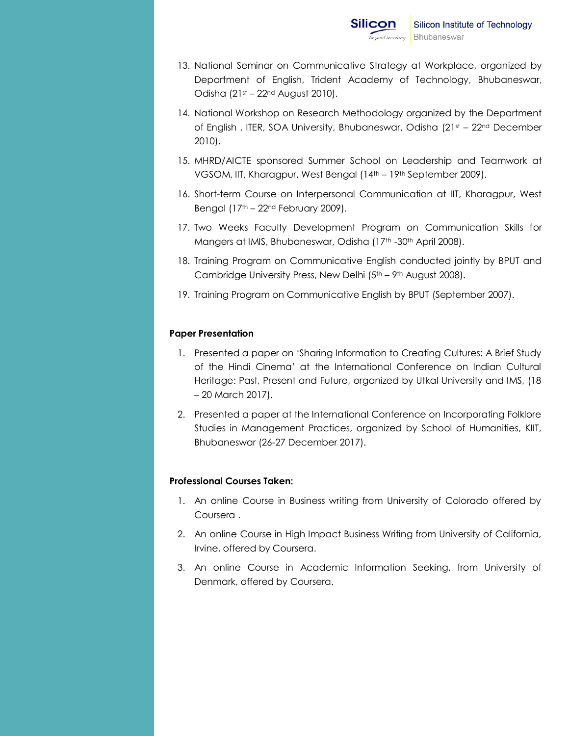13. National Seminar on Communicative Strategy at Workplace, organized by Department of English, Trident Academy of Technology, Bhubaneswar, Odisha (21st – 22nd August 2010).

14. National Workshop on Research Methodology organized by the Department of English , ITER, SOA University, Bhubaneswar, Odisha (21st – 22nd December 2010).

15. MHRD/AICTE sponsored Summer School on Leadership and Teamwork at VGSOM, IIT, Kharagpur, West Bengal (14th – 19th September 2009).

16. Short-term Course on Interpersonal Communication at IIT, Kharagpur, West Bengal (17th – 22nd February 2009).

17. Two Weeks Faculty Development Program on Communication Skills for Mangers at IMIS, Bhubaneswar, Odisha (17th -30th April 2008).

18. Training Program on Communicative English conducted jointly by BPUT and Cambridge University Press, New Delhi (5th – 9th August 2008).

19. Training Program on Communicative English by BPUT (September 2007).

**Paper Presentation**

1. Presented a paper on 'Sharing Information to Creating Cultures: A Brief Study of the Hindi Cinema' at the International Conference on Indian Cultural Heritage: Past, Present and Future, organized by Utkal University and IMS, (18 – 20 March 2017).

2. Presented a paper at the International Conference on Incorporating Folklore Studies in Management Practices, organized by School of Humanities, KIIT, Bhubaneswar (26-27 December 2017).

**Professional Courses Taken:**

1. An online Course in Business writing from University of Colorado offered by Coursera .

2. An online Course in High Impact Business Writing from University of California, Irvine, offered by Coursera.

3. An online Course in Academic Information Seeking, from University of Denmark, offered by Coursera.